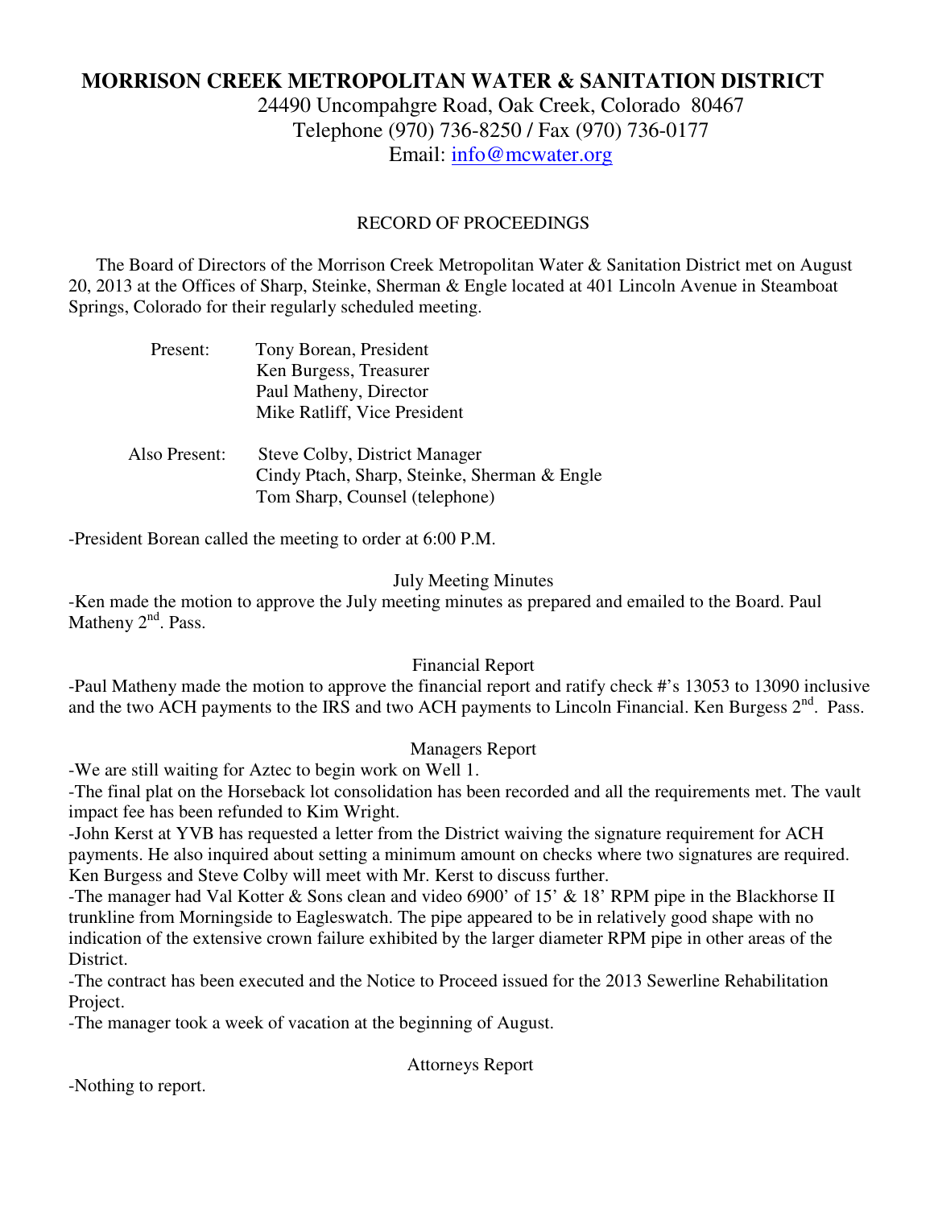# MORRISON CREEK METROPOLITAN WATER & SANITATION DISTRICT

24490 Uncompahgre Road, Oak Creek, Colorado 80467
Telephone (970) 736-8250 / Fax (970) 736-0177
Email: info@mcwater.org

## RECORD OF PROCEEDINGS

The Board of Directors of the Morrison Creek Metropolitan Water & Sanitation District met on August 20, 2013 at the Offices of Sharp, Steinke, Sherman & Engle located at 401 Lincoln Avenue in Steamboat Springs, Colorado for their regularly scheduled meeting.

Present:
- Tony Borean, President
- Ken Burgess, Treasurer
- Paul Matheny, Director
- Mike Ratliff, Vice President

Also Present:
- Steve Colby, District Manager
- Cindy Ptach, Sharp, Steinke, Sherman & Engle
- Tom Sharp, Counsel (telephone)

-President Borean called the meeting to order at 6:00 P.M.

### July Meeting Minutes

-Ken made the motion to approve the July meeting minutes as prepared and emailed to the Board. Paul Matheny 2nd. Pass.

### Financial Report

-Paul Matheny made the motion to approve the financial report and ratify check #'s 13053 to 13090 inclusive and the two ACH payments to the IRS and two ACH payments to Lincoln Financial. Ken Burgess 2nd. Pass.

### Managers Report

-We are still waiting for Aztec to begin work on Well 1.

-The final plat on the Horseback lot consolidation has been recorded and all the requirements met. The vault impact fee has been refunded to Kim Wright.

-John Kerst at YVB has requested a letter from the District waiving the signature requirement for ACH payments. He also inquired about setting a minimum amount on checks where two signatures are required. Ken Burgess and Steve Colby will meet with Mr. Kerst to discuss further.

-The manager had Val Kotter & Sons clean and video 6900' of 15' & 18' RPM pipe in the Blackhorse II trunkline from Morningside to Eagleswatch. The pipe appeared to be in relatively good shape with no indication of the extensive crown failure exhibited by the larger diameter RPM pipe in other areas of the District.

-The contract has been executed and the Notice to Proceed issued for the 2013 Sewerline Rehabilitation Project.

-The manager took a week of vacation at the beginning of August.

### Attorneys Report

-Nothing to report.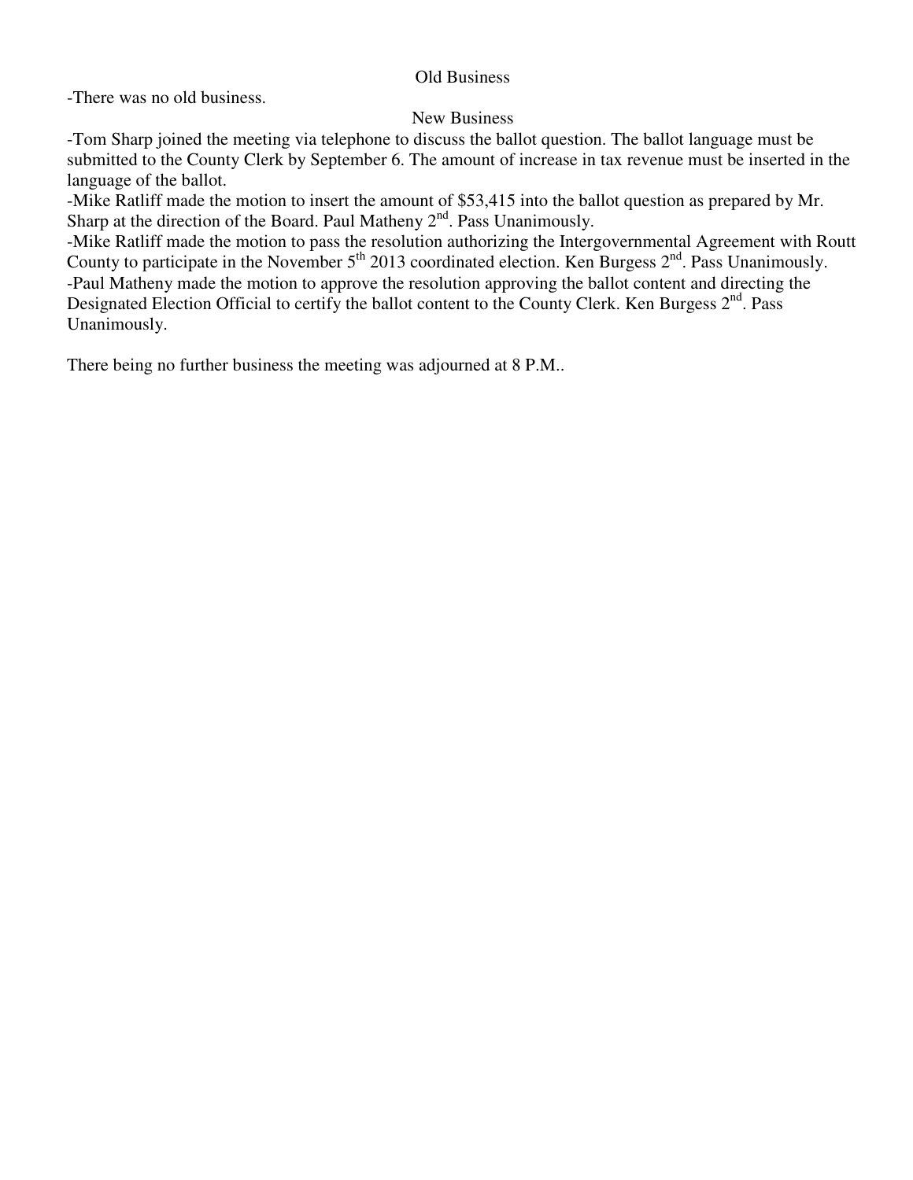## Old Business

-There was no old business.

## New Business

-Tom Sharp joined the meeting via telephone to discuss the ballot question. The ballot language must be submitted to the County Clerk by September 6. The amount of increase in tax revenue must be inserted in the language of the ballot.

-Mike Ratliff made the motion to insert the amount of $53,415 into the ballot question as prepared by Mr. Sharp at the direction of the Board. Paul Matheny 2nd. Pass Unanimously.

-Mike Ratliff made the motion to pass the resolution authorizing the Intergovernmental Agreement with Routt County to participate in the November 5th 2013 coordinated election. Ken Burgess 2nd. Pass Unanimously.

-Paul Matheny made the motion to approve the resolution approving the ballot content and directing the Designated Election Official to certify the ballot content to the County Clerk. Ken Burgess 2nd. Pass Unanimously.

There being no further business the meeting was adjourned at 8 P.M..